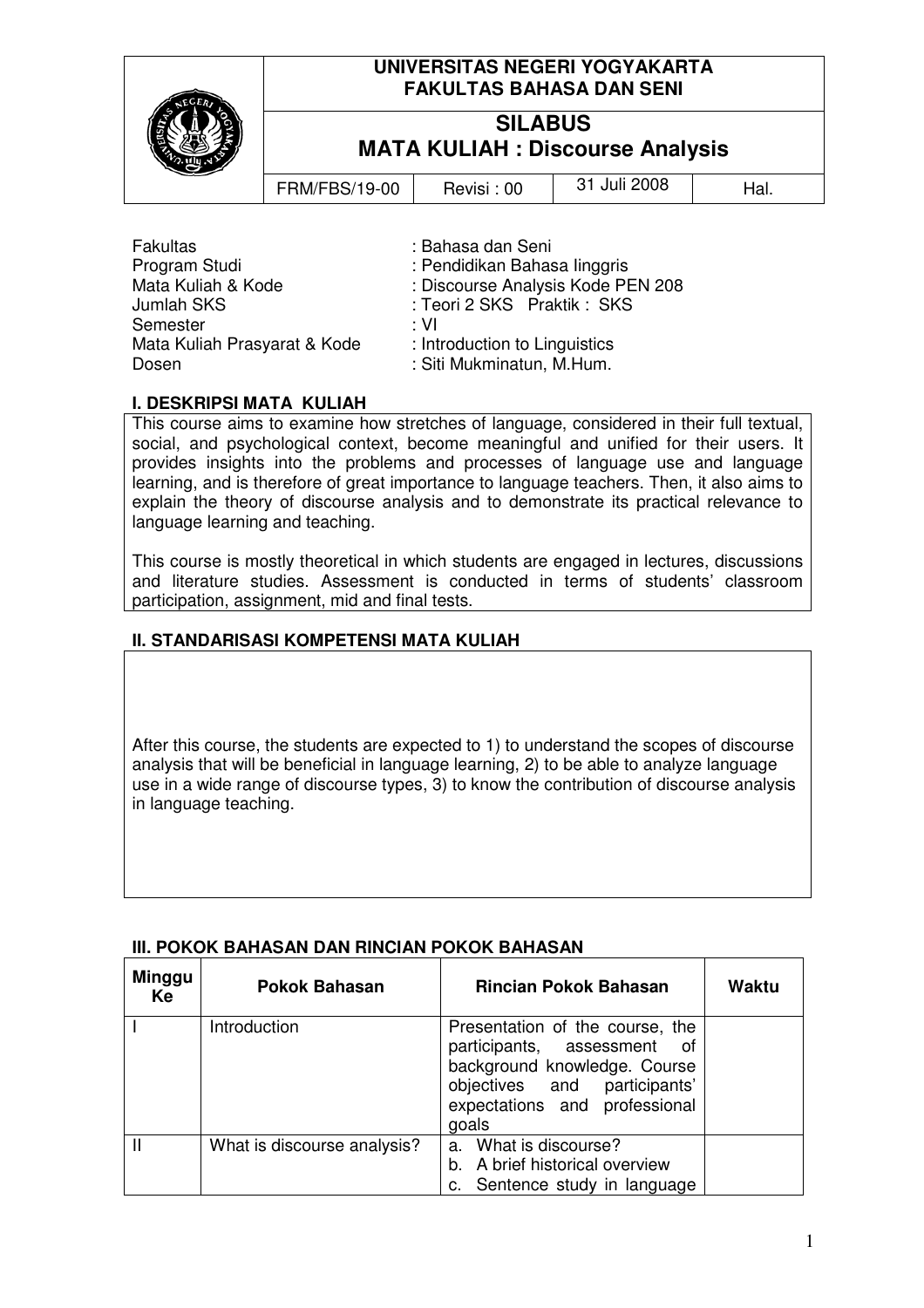| | UNIVERSITAS NEGERI YOGYAKARTA<br>FAKULTAS BAHASA DAN SENI | | | |
|---|---|---|---|---|
| | **SILABUS**<br>**MATA KULIAH : Discourse Analysis** | | | |
| | FRM/FBS/19-00 | Revisi : 00 | 31 Juli 2008 | Hal. |

Fakultas : Bahasa dan Seni
Program Studi : Pendidikan Bahasa Iinggris
Mata Kuliah & Kode : Discourse Analysis Kode PEN 208
Jumlah SKS : Teori 2 SKS Praktik : SKS
Semester : VI
Mata Kuliah Prasyarat & Kode : Introduction to Linguistics
Dosen : Siti Mukminatun, M.Hum.

## I. DESKRIPSI MATA KULIAH

This course aims to examine how stretches of language, considered in their full textual, social, and psychological context, become meaningful and unified for their users. It provides insights into the problems and processes of language use and language learning, and is therefore of great importance to language teachers. Then, it also aims to explain the theory of discourse analysis and to demonstrate its practical relevance to language learning and teaching.

This course is mostly theoretical in which students are engaged in lectures, discussions and literature studies. Assessment is conducted in terms of students' classroom participation, assignment, mid and final tests.

## II. STANDARISASI KOMPETENSI MATA KULIAH

After this course, the students are expected to 1) to understand the scopes of discourse analysis that will be beneficial in language learning, 2) to be able to analyze language use in a wide range of discourse types, 3) to know the contribution of discourse analysis in language teaching.

## III. POKOK BAHASAN DAN RINCIAN POKOK BAHASAN

| Minggu Ke | Pokok Bahasan | Rincian Pokok Bahasan | Waktu |
|---|---|---|---|
| I | Introduction | Presentation of the course, the participants, assessment of background knowledge. Course objectives and participants' expectations and professional goals | |
| II | What is discourse analysis? | a. What is discourse?<br>b. A brief historical overview<br>c. Sentence study in language | |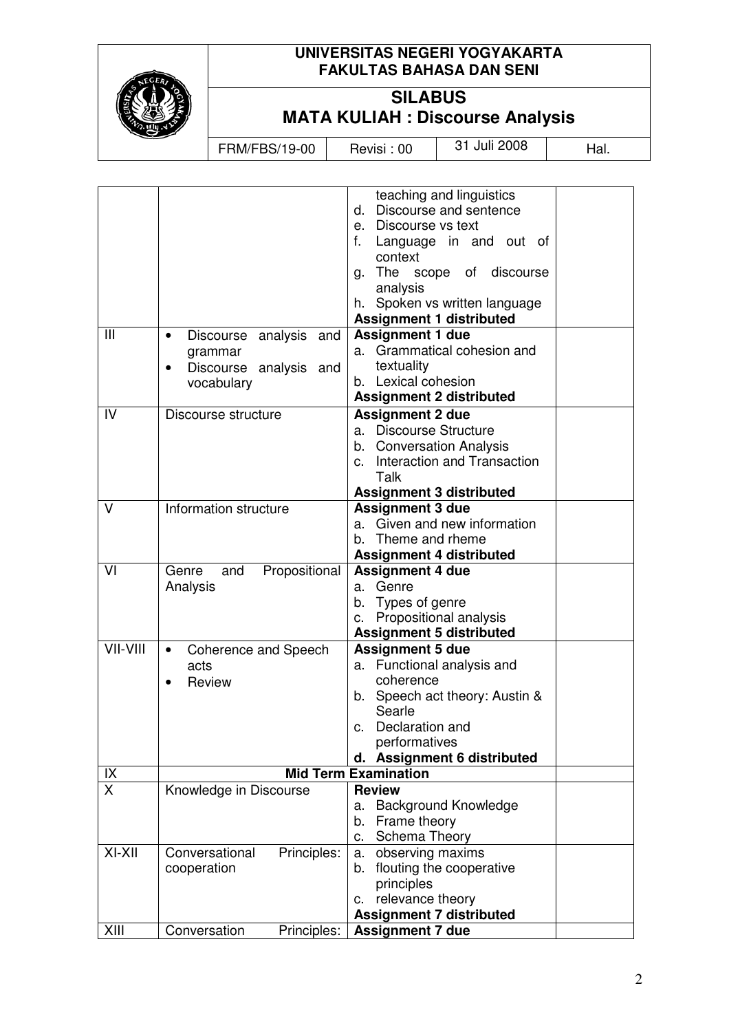| UNIVERSITAS NEGERI YOGYAKARTA FAKULTAS BAHASA DAN SENI | | | |
|---|---|---|---|
| **SILABUS MATA KULIAH : Discourse Analysis** | | | |
| FRM/FBS/19-00 | Revisi : 00 | 31 Juli 2008 | Hal. |

| | | | |
|---|---|---|---|
| | | teaching and linguistics<br>d. Discourse and sentence<br>e. Discourse vs text<br>f. Language in and out of context<br>g. The scope of discourse analysis<br>h. Spoken vs written language<br>**Assignment 1 distributed** | |
| III | • Discourse analysis and grammar<br>• Discourse analysis and vocabulary | **Assignment 1 due**<br>a. Grammatical cohesion and textuality<br>b. Lexical cohesion<br>**Assignment 2 distributed** | |
| IV | Discourse structure | **Assignment 2 due**<br>a. Discourse Structure<br>b. Conversation Analysis<br>c. Interaction and Transaction Talk<br>**Assignment 3 distributed** | |
| V | Information structure | **Assignment 3 due**<br>a. Given and new information<br>b. Theme and rheme<br>**Assignment 4 distributed** | |
| VI | Genre and Propositional Analysis | **Assignment 4 due**<br>a. Genre<br>b. Types of genre<br>c. Propositional analysis<br>**Assignment 5 distributed** | |
| VII-VIII | • Coherence and Speech acts<br>• Review | **Assignment 5 due**<br>a. Functional analysis and coherence<br>b. Speech act theory: Austin & Searle<br>c. Declaration and performatives<br>d. **Assignment 6 distributed** | |
| IX | **Mid Term Examination** | | |
| X | Knowledge in Discourse | **Review**<br>a. Background Knowledge<br>b. Frame theory<br>c. Schema Theory | |
| XI-XII | Conversational Principles: cooperation | a. observing maxims<br>b. flouting the cooperative principles<br>c. relevance theory<br>**Assignment 7 distributed** | |
| XIII | Conversation Principles: | **Assignment 7 due** | |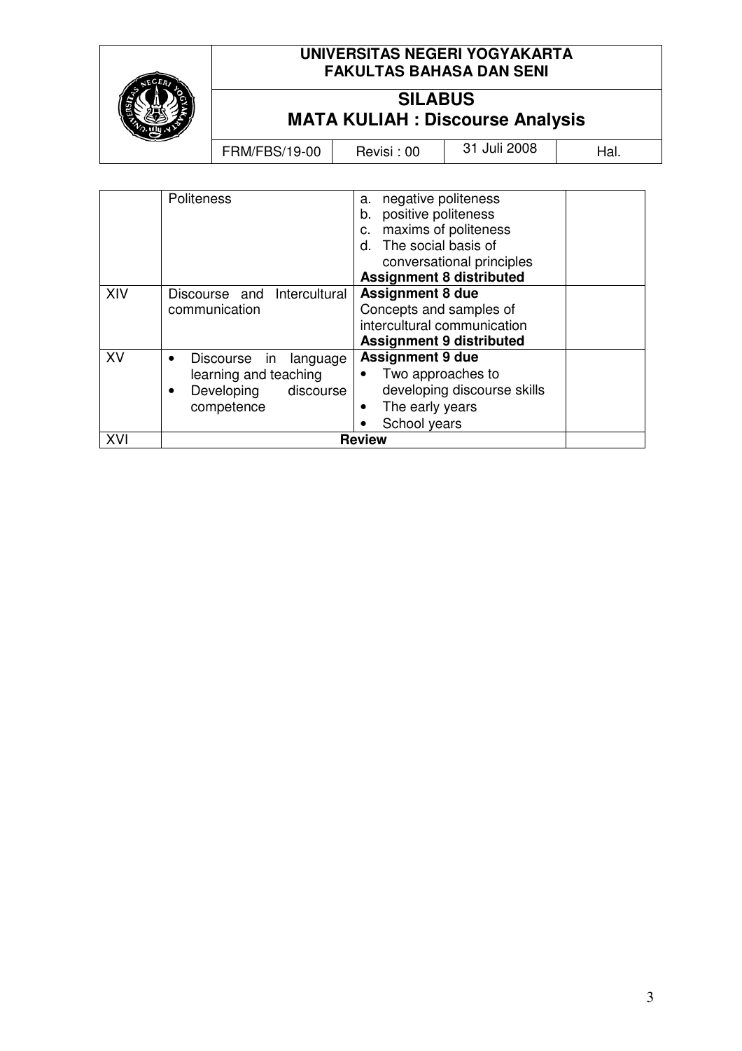# UNIVERSITAS NEGERI YOGYAKARTA
## FAKULTAS BAHASA DAN SENI

## SILABUS
## MATA KULIAH : Discourse Analysis

| FRM/FBS/19-00 | Revisi : 00 | 31 Juli 2008 | Hal. |
|---|---|---|---|

| | | | |
|---|---|---|---|
| | Politeness | a. negative politeness<br>b. positive politeness<br>c. maxims of politeness<br>d. The social basis of conversational principles<br>**Assignment 8 distributed** | |
| XIV | Discourse and Intercultural communication | **Assignment 8 due**<br>Concepts and samples of intercultural communication<br>**Assignment 9 distributed** | |
| XV | • Discourse in language learning and teaching<br>• Developing discourse competence | **Assignment 9 due**<br>• Two approaches to developing discourse skills<br>• The early years<br>• School years | |
| XVI | **Review** | | |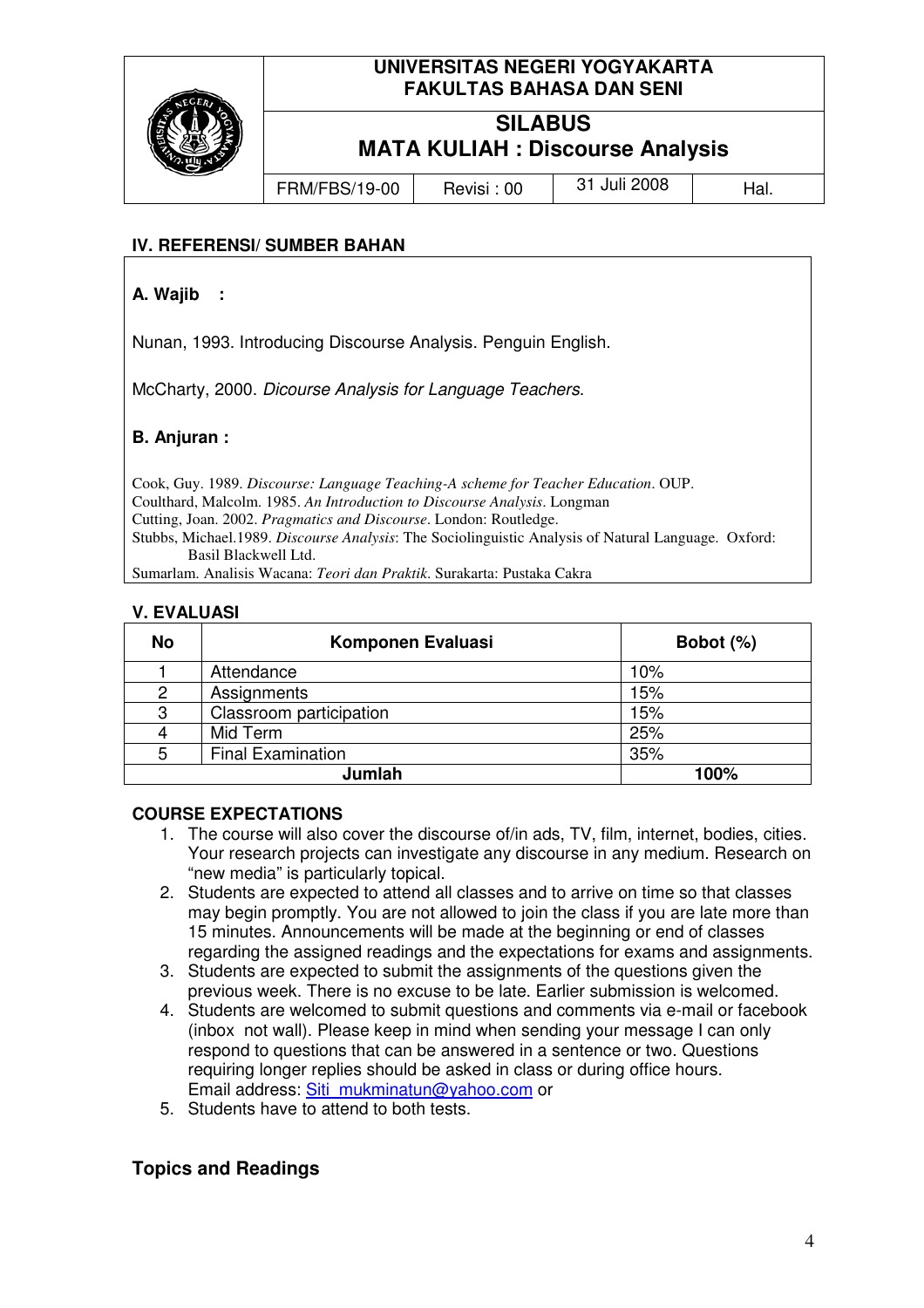## IV. REFERENSI/ SUMBER BAHAN

**A. Wajib :**

Nunan, 1993. Introducing Discourse Analysis. Penguin English.

McCharty, 2000. *Dicourse Analysis for Language Teachers*.

**B. Anjuran :**

Cook, Guy. 1989. *Discourse: Language Teaching-A scheme for Teacher Education*. OUP.
Coulthard, Malcolm. 1985. *An Introduction to Discourse Analysis*. Longman
Cutting, Joan. 2002. *Pragmatics and Discourse*. London: Routledge.
Stubbs, Michael.1989. *Discourse Analysis*: The Sociolinguistic Analysis of Natural Language. Oxford: Basil Blackwell Ltd.
Sumarlam. Analisis Wacana: *Teori dan Praktik*. Surakarta: Pustaka Cakra

## V. EVALUASI

| No | Komponen Evaluasi | Bobot (%) |
|---|---|---|
| 1 | Attendance | 10% |
| 2 | Assignments | 15% |
| 3 | Classroom participation | 15% |
| 4 | Mid Term | 25% |
| 5 | Final Examination | 35% |
| **Jumlah** | | **100%** |

## COURSE EXPECTATIONS

1. The course will also cover the discourse of/in ads, TV, film, internet, bodies, cities. Your research projects can investigate any discourse in any medium. Research on "new media" is particularly topical.
2. Students are expected to attend all classes and to arrive on time so that classes may begin promptly. You are not allowed to join the class if you are late more than 15 minutes. Announcements will be made at the beginning or end of classes regarding the assigned readings and the expectations for exams and assignments.
3. Students are expected to submit the assignments of the questions given the previous week. There is no excuse to be late. Earlier submission is welcomed.
4. Students are welcomed to submit questions and comments via e-mail or facebook (inbox not wall). Please keep in mind when sending your message I can only respond to questions that can be answered in a sentence or two. Questions requiring longer replies should be asked in class or during office hours. Email address: Siti_mukminatun@yahoo.com or
5. Students have to attend to both tests.

## Topics and Readings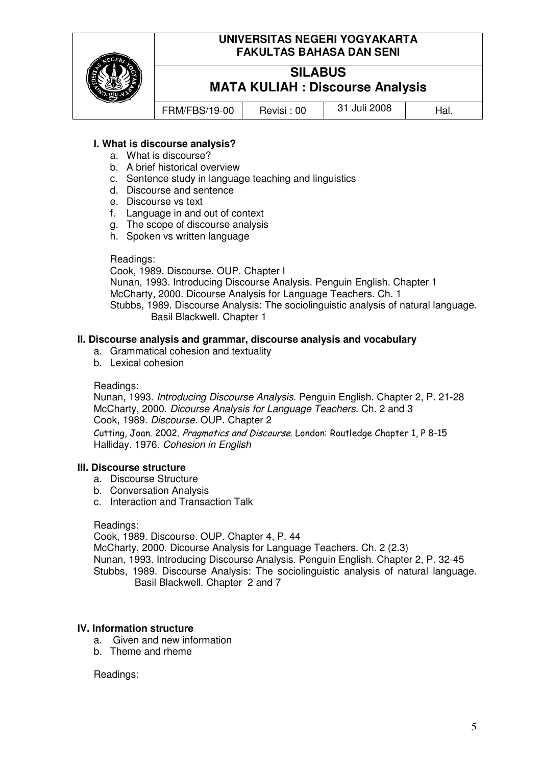## I. What is discourse analysis?

a. What is discourse?
b. A brief historical overview
c. Sentence study in language teaching and linguistics
d. Discourse and sentence
e. Discourse vs text
f. Language in and out of context
g. The scope of discourse analysis
h. Spoken vs written language

Readings:
Cook, 1989. Discourse. OUP. Chapter I
Nunan, 1993. Introducing Discourse Analysis. Penguin English. Chapter 1
McCharty, 2000. Dicourse Analysis for Language Teachers. Ch. 1
Stubbs, 1989. Discourse Analysis: The sociolinguistic analysis of natural language. Basil Blackwell. Chapter 1

## II. Discourse analysis and grammar, discourse analysis and vocabulary

a. Grammatical cohesion and textuality
b. Lexical cohesion

Readings:
Nunan, 1993. *Introducing Discourse Analysis*. Penguin English. Chapter 2, P. 21-28
McCharty, 2000. *Dicourse Analysis for Language Teachers*. Ch. 2 and 3
Cook, 1989. *Discourse*. OUP. Chapter 2
Cutting, Joan. 2002. *Pragmatics and Discourse*. London: Routledge Chapter 1, P 8-15
Halliday. 1976. *Cohesion in English*

## III. Discourse structure

a. Discourse Structure
b. Conversation Analysis
c. Interaction and Transaction Talk

Readings:
Cook, 1989. Discourse. OUP. Chapter 4, P. 44
McCharty, 2000. Dicourse Analysis for Language Teachers. Ch. 2 (2.3)
Nunan, 1993. Introducing Discourse Analysis. Penguin English. Chapter 2, P. 32-45
Stubbs, 1989. Discourse Analysis: The sociolinguistic analysis of natural language. Basil Blackwell. Chapter 2 and 7

## IV. Information structure

a. Given and new information
b. Theme and rheme

Readings: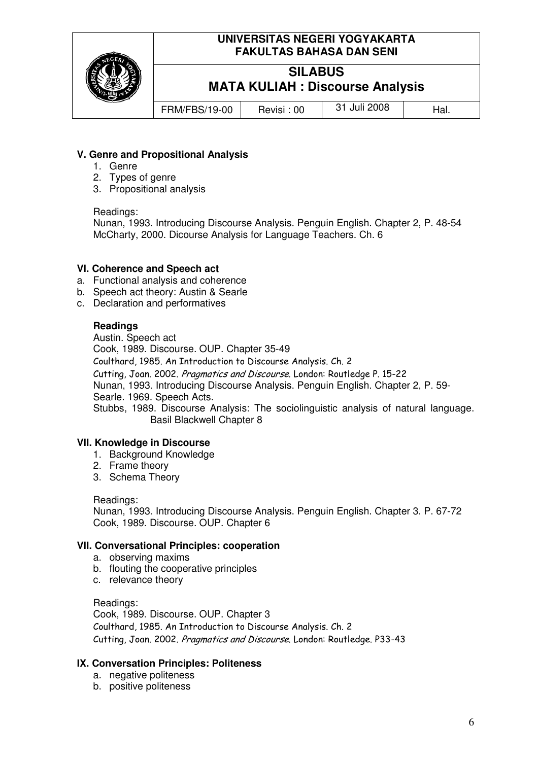### V. Genre and Propositional Analysis

1. Genre
2. Types of genre
3. Propositional analysis

Readings:

Nunan, 1993. Introducing Discourse Analysis. Penguin English. Chapter 2, P. 48-54
McCharty, 2000. Dicourse Analysis for Language Teachers. Ch. 6

### VI. Coherence and Speech act

a. Functional analysis and coherence
b. Speech act theory: Austin & Searle
c. Declaration and performatives

**Readings**

Austin. Speech act
Cook, 1989. Discourse. OUP. Chapter 35-49
Coulthard, 1985. An Introduction to Discourse Analysis. Ch. 2
Cutting, Joan. 2002. *Pragmatics and Discourse*. London: Routledge P. 15-22
Nunan, 1993. Introducing Discourse Analysis. Penguin English. Chapter 2, P. 59-
Searle. 1969. Speech Acts.
Stubbs, 1989. Discourse Analysis: The sociolinguistic analysis of natural language. Basil Blackwell Chapter 8

### VII. Knowledge in Discourse

1. Background Knowledge
2. Frame theory
3. Schema Theory

Readings:

Nunan, 1993. Introducing Discourse Analysis. Penguin English. Chapter 3. P. 67-72
Cook, 1989. Discourse. OUP. Chapter 6

### VII. Conversational Principles: cooperation

a. observing maxims
b. flouting the cooperative principles
c. relevance theory

Readings:

Cook, 1989. Discourse. OUP. Chapter 3
Coulthard, 1985. An Introduction to Discourse Analysis. Ch. 2
Cutting, Joan. 2002. *Pragmatics and Discourse*. London: Routledge. P33-43

### IX. Conversation Principles: Politeness

a. negative politeness
b. positive politeness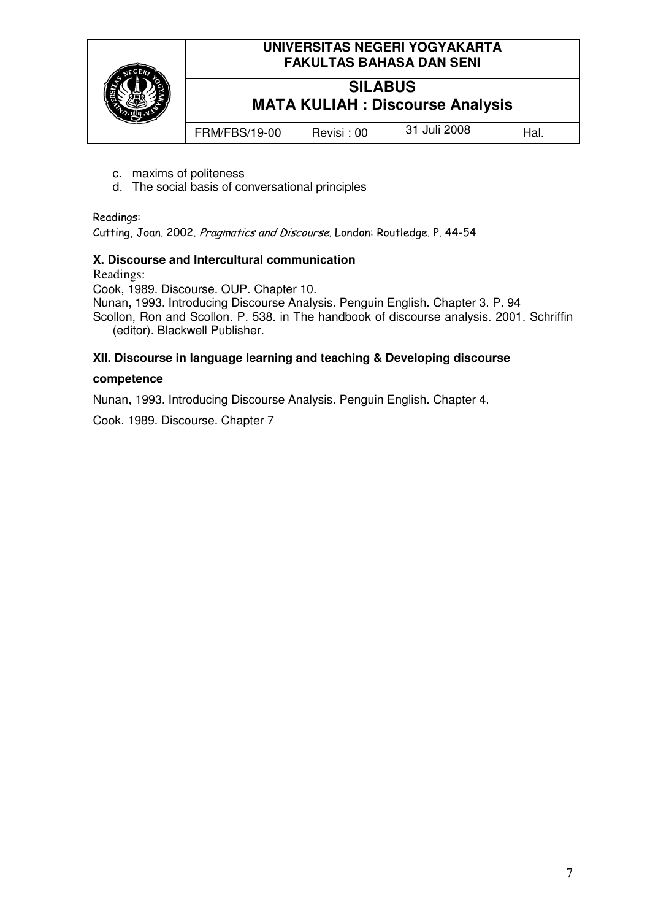c. maxims of politeness
d. The social basis of conversational principles

Readings:
Cutting, Joan. 2002. *Pragmatics and Discourse*. London: Routledge. P. 44-54

**X. Discourse and Intercultural communication**

Readings:
Cook, 1989. Discourse. OUP. Chapter 10.
Nunan, 1993. Introducing Discourse Analysis. Penguin English. Chapter 3. P. 94
Scollon, Ron and Scollon. P. 538. in The handbook of discourse analysis. 2001. Schriffin (editor). Blackwell Publisher.

**XII. Discourse in language learning and teaching & Developing discourse competence**

Nunan, 1993. Introducing Discourse Analysis. Penguin English. Chapter 4.

Cook. 1989. Discourse. Chapter 7